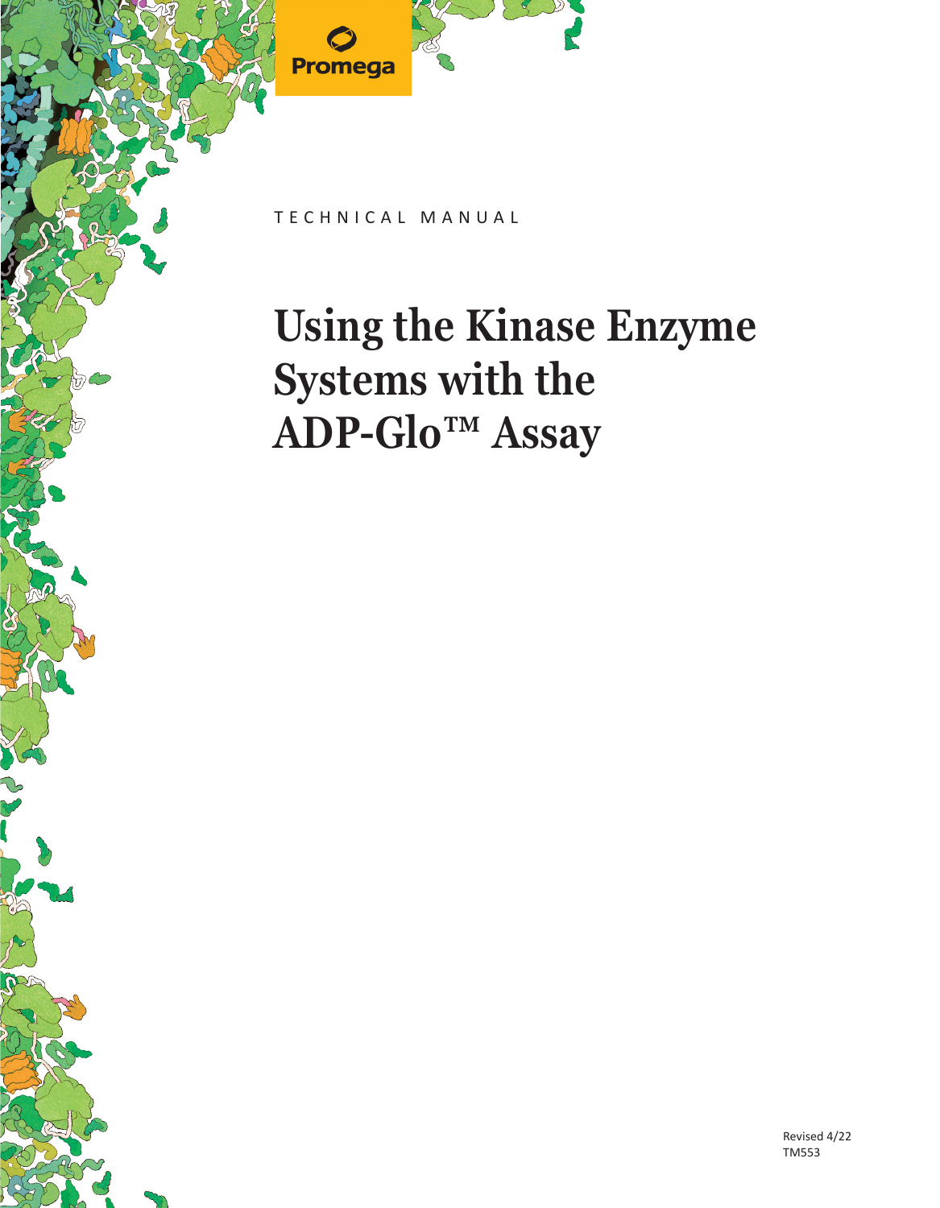Promega

TECHNICAL MANUAL

# Using the Kinase Enzyme Systems with the ADP-Glo™ Assay

Revised 4/22
TM553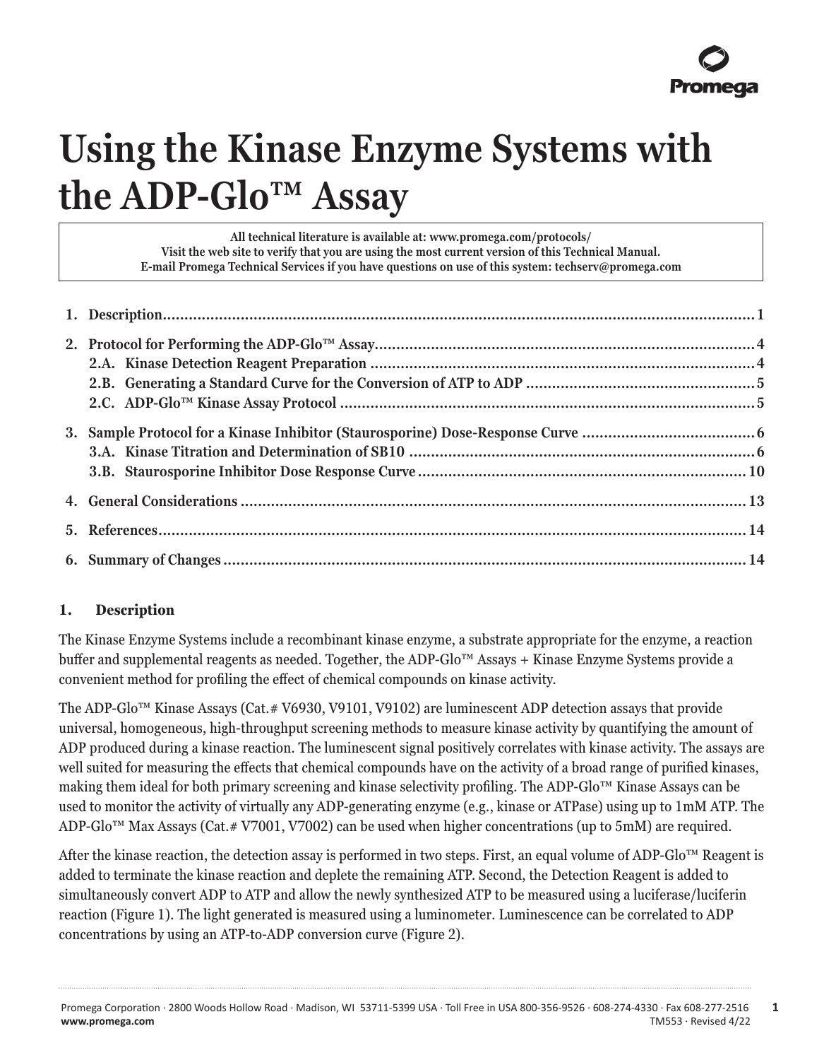# Using the Kinase Enzyme Systems with the ADP-Glo™ Assay

All technical literature is available at: www.promega.com/protocols/
Visit the web site to verify that you are using the most current version of this Technical Manual.
E-mail Promega Technical Services if you have questions on use of this system: techserv@promega.com

1. Description ........................................................ 1
2. Protocol for Performing the ADP-Glo™ Assay ........................................................ 4
   - 2.A. Kinase Detection Reagent Preparation ........................................................ 4
   - 2.B. Generating a Standard Curve for the Conversion of ATP to ADP ........................................................ 5
   - 2.C. ADP-Glo™ Kinase Assay Protocol ........................................................ 5
3. Sample Protocol for a Kinase Inhibitor (Staurosporine) Dose-Response Curve ........................................................ 6
   - 3.A. Kinase Titration and Determination of SB10 ........................................................ 6
   - 3.B. Staurosporine Inhibitor Dose Response Curve ........................................................ 10
4. General Considerations ........................................................ 13
5. References ........................................................ 14
6. Summary of Changes ........................................................ 14

## 1. Description

The Kinase Enzyme Systems include a recombinant kinase enzyme, a substrate appropriate for the enzyme, a reaction buffer and supplemental reagents as needed. Together, the ADP-Glo™ Assays + Kinase Enzyme Systems provide a convenient method for profiling the effect of chemical compounds on kinase activity.

The ADP-Glo™ Kinase Assays (Cat.# V6930, V9101, V9102) are luminescent ADP detection assays that provide universal, homogeneous, high-throughput screening methods to measure kinase activity by quantifying the amount of ADP produced during a kinase reaction. The luminescent signal positively correlates with kinase activity. The assays are well suited for measuring the effects that chemical compounds have on the activity of a broad range of purified kinases, making them ideal for both primary screening and kinase selectivity profiling. The ADP-Glo™ Kinase Assays can be used to monitor the activity of virtually any ADP-generating enzyme (e.g., kinase or ATPase) using up to 1mM ATP. The ADP-Glo™ Max Assays (Cat.# V7001, V7002) can be used when higher concentrations (up to 5mM) are required.

After the kinase reaction, the detection assay is performed in two steps. First, an equal volume of ADP-Glo™ Reagent is added to terminate the kinase reaction and deplete the remaining ATP. Second, the Detection Reagent is added to simultaneously convert ADP to ATP and allow the newly synthesized ATP to be measured using a luciferase/luciferin reaction (Figure 1). The light generated is measured using a luminometer. Luminescence can be correlated to ADP concentrations by using an ATP-to-ADP conversion curve (Figure 2).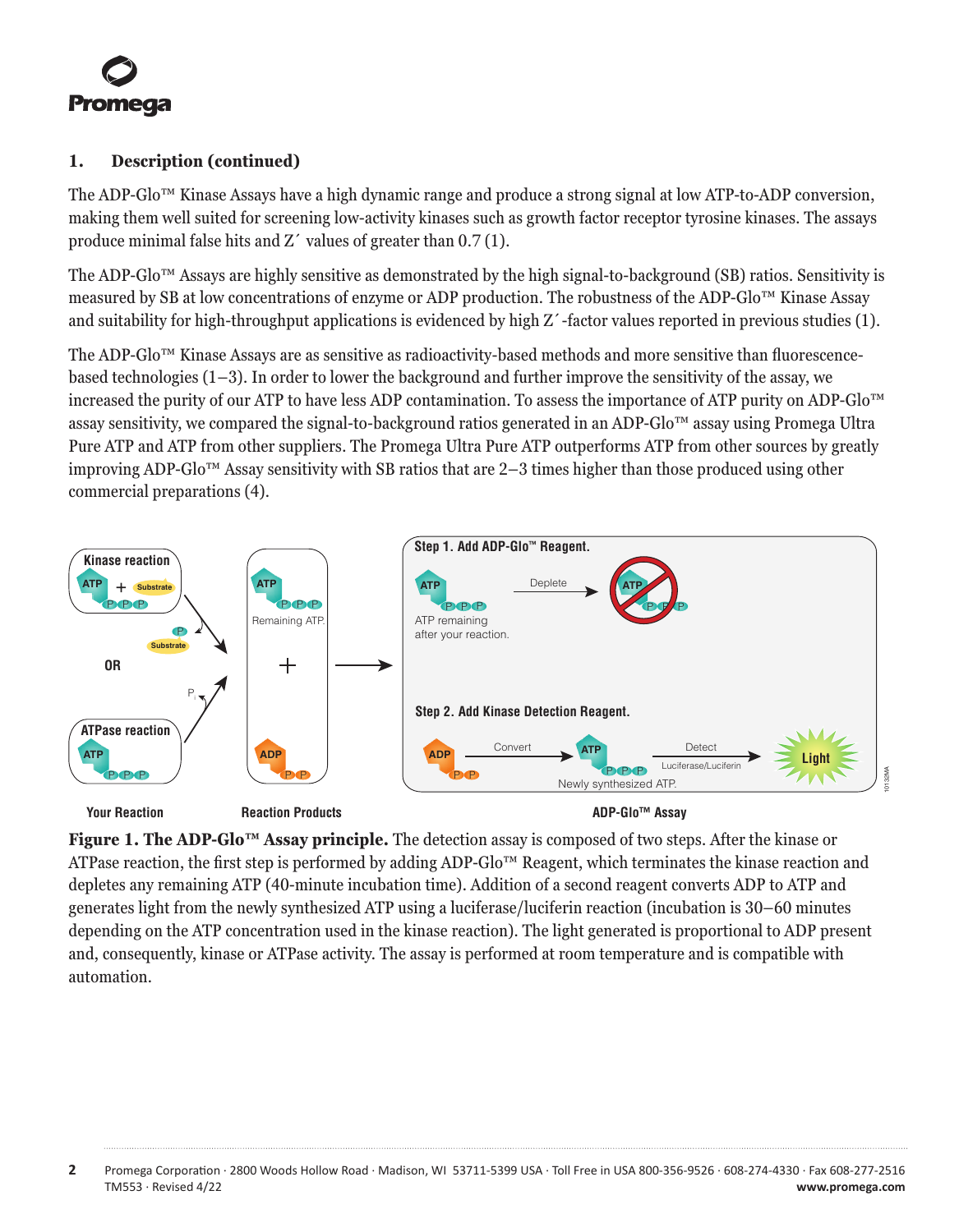## 1. Description (continued)

The ADP-Glo™ Kinase Assays have a high dynamic range and produce a strong signal at low ATP-to-ADP conversion, making them well suited for screening low-activity kinases such as growth factor receptor tyrosine kinases. The assays produce minimal false hits and Z´ values of greater than 0.7 (1).

The ADP-Glo™ Assays are highly sensitive as demonstrated by the high signal-to-background (SB) ratios. Sensitivity is measured by SB at low concentrations of enzyme or ADP production. The robustness of the ADP-Glo™ Kinase Assay and suitability for high-throughput applications is evidenced by high Z´-factor values reported in previous studies (1).

The ADP-Glo™ Kinase Assays are as sensitive as radioactivity-based methods and more sensitive than fluorescence-based technologies (1–3). In order to lower the background and further improve the sensitivity of the assay, we increased the purity of our ATP to have less ADP contamination. To assess the importance of ATP purity on ADP-Glo™ assay sensitivity, we compared the signal-to-background ratios generated in an ADP-Glo™ assay using Promega Ultra Pure ATP and ATP from other suppliers. The Promega Ultra Pure ATP outperforms ATP from other sources by greatly improving ADP-Glo™ Assay sensitivity with SB ratios that are 2–3 times higher than those produced using other commercial preparations (4).

**Figure 1. The ADP-Glo™ Assay principle.** The detection assay is composed of two steps. After the kinase or ATPase reaction, the first step is performed by adding ADP-Glo™ Reagent, which terminates the kinase reaction and depletes any remaining ATP (40-minute incubation time). Addition of a second reagent converts ADP to ATP and generates light from the newly synthesized ATP using a luciferase/luciferin reaction (incubation is 30–60 minutes depending on the ATP concentration used in the kinase reaction). The light generated is proportional to ADP present and, consequently, kinase or ATPase activity. The assay is performed at room temperature and is compatible with automation.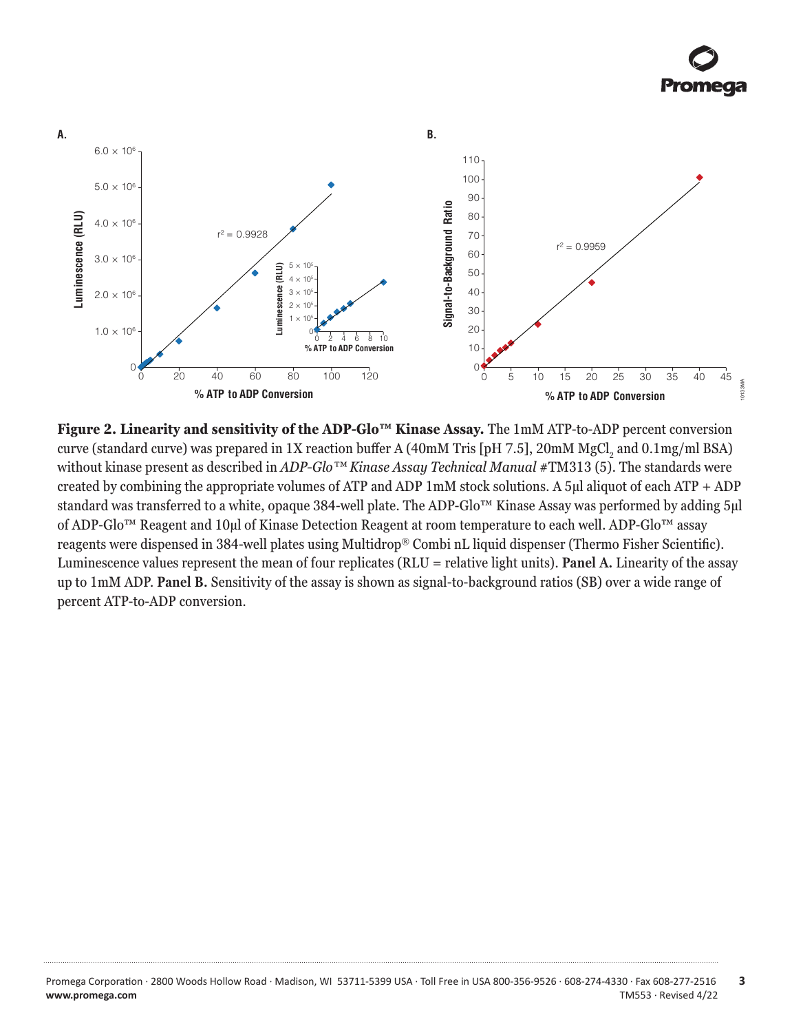**Figure 2. Linearity and sensitivity of the ADP-Glo™ Kinase Assay.** The 1mM ATP-to-ADP percent conversion curve (standard curve) was prepared in 1X reaction buffer A (40mM Tris [pH 7.5], 20mM $MgCl_2$ and 0.1mg/ml BSA) without kinase present as described in *ADP-Glo™ Kinase Assay Technical Manual* #TM313 (5). The standards were created by combining the appropriate volumes of ATP and ADP 1mM stock solutions. A 5µl aliquot of each ATP + ADP standard was transferred to a white, opaque 384-well plate. The ADP-Glo™ Kinase Assay was performed by adding 5µl of ADP-Glo™ Reagent and 10µl of Kinase Detection Reagent at room temperature to each well. ADP-Glo™ assay reagents were dispensed in 384-well plates using Multidrop® Combi nL liquid dispenser (Thermo Fisher Scientific). Luminescence values represent the mean of four replicates (RLU = relative light units). **Panel A.** Linearity of the assay up to 1mM ADP. **Panel B.** Sensitivity of the assay is shown as signal-to-background ratios (SB) over a wide range of percent ATP-to-ADP conversion.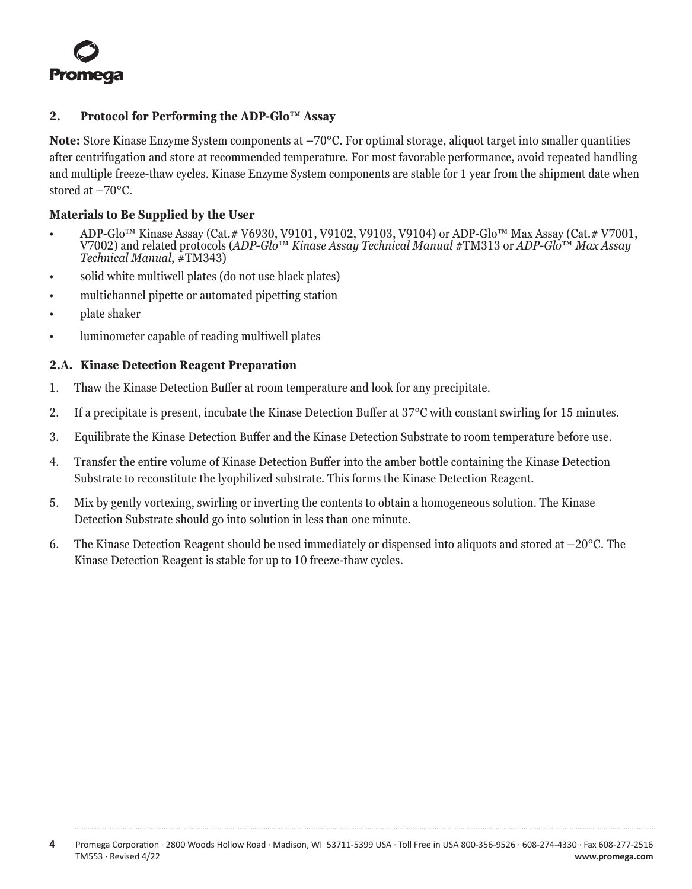## 2. Protocol for Performing the ADP-Glo™ Assay

**Note:** Store Kinase Enzyme System components at –70°C. For optimal storage, aliquot target into smaller quantities after centrifugation and store at recommended temperature. For most favorable performance, avoid repeated handling and multiple freeze-thaw cycles. Kinase Enzyme System components are stable for 1 year from the shipment date when stored at –70°C.

### Materials to Be Supplied by the User

- ADP-Glo™ Kinase Assay (Cat.# V6930, V9101, V9102, V9103, V9104) or ADP-Glo™ Max Assay (Cat.# V7001, V7002) and related protocols (*ADP-Glo™ Kinase Assay Technical Manual* #TM313 or *ADP-Glo™ Max Assay Technical Manual*, #TM343)
- solid white multiwell plates (do not use black plates)
- multichannel pipette or automated pipetting station
- plate shaker
- luminometer capable of reading multiwell plates

### 2.A. Kinase Detection Reagent Preparation

1. Thaw the Kinase Detection Buffer at room temperature and look for any precipitate.
2. If a precipitate is present, incubate the Kinase Detection Buffer at 37°C with constant swirling for 15 minutes.
3. Equilibrate the Kinase Detection Buffer and the Kinase Detection Substrate to room temperature before use.
4. Transfer the entire volume of Kinase Detection Buffer into the amber bottle containing the Kinase Detection Substrate to reconstitute the lyophilized substrate. This forms the Kinase Detection Reagent.
5. Mix by gently vortexing, swirling or inverting the contents to obtain a homogeneous solution. The Kinase Detection Substrate should go into solution in less than one minute.
6. The Kinase Detection Reagent should be used immediately or dispensed into aliquots and stored at –20°C. The Kinase Detection Reagent is stable for up to 10 freeze-thaw cycles.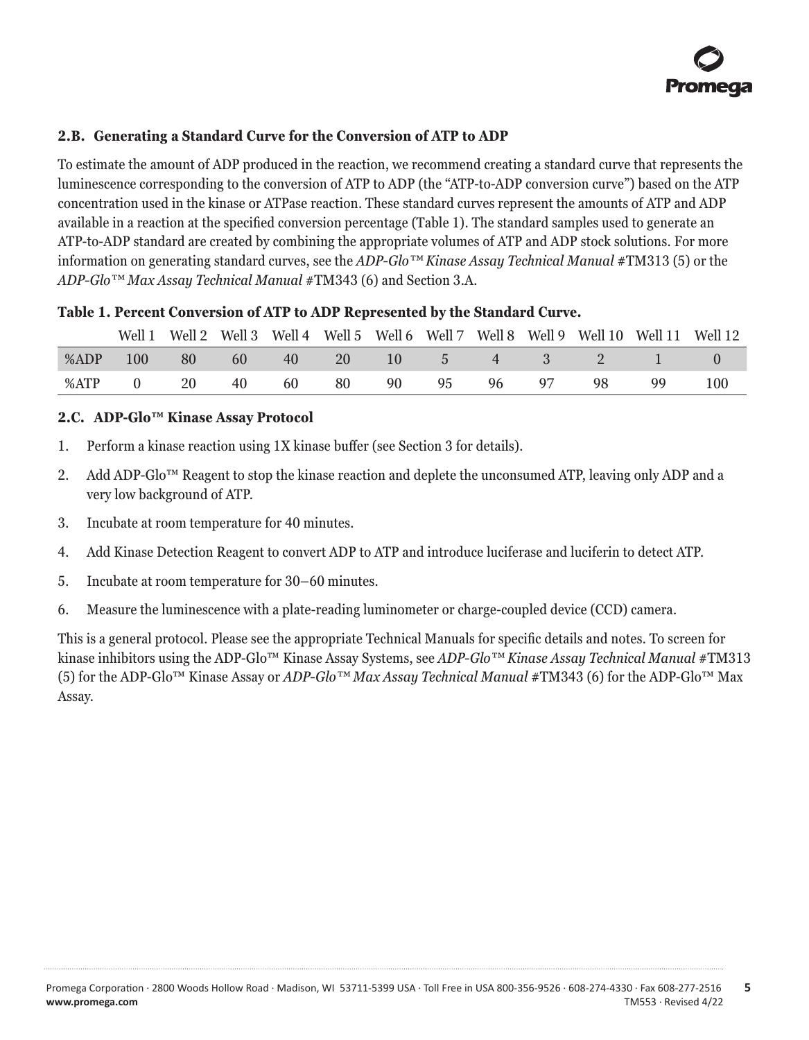### 2.B. Generating a Standard Curve for the Conversion of ATP to ADP

To estimate the amount of ADP produced in the reaction, we recommend creating a standard curve that represents the luminescence corresponding to the conversion of ATP to ADP (the "ATP-to-ADP conversion curve") based on the ATP concentration used in the kinase or ATPase reaction. These standard curves represent the amounts of ATP and ADP available in a reaction at the specified conversion percentage (Table 1). The standard samples used to generate an ATP-to-ADP standard are created by combining the appropriate volumes of ATP and ADP stock solutions. For more information on generating standard curves, see the *ADP-Glo™ Kinase Assay Technical Manual* #TM313 (5) or the *ADP-Glo™ Max Assay Technical Manual* #TM343 (6) and Section 3.A.

**Table 1. Percent Conversion of ATP to ADP Represented by the Standard Curve.**

| | Well 1 | Well 2 | Well 3 | Well 4 | Well 5 | Well 6 | Well 7 | Well 8 | Well 9 | Well 10 | Well 11 | Well 12 |
|---|---|---|---|---|---|---|---|---|---|---|---|---|
| %ADP | 100 | 80 | 60 | 40 | 20 | 10 | 5 | 4 | 3 | 2 | 1 | 0 |
| %ATP | 0 | 20 | 40 | 60 | 80 | 90 | 95 | 96 | 97 | 98 | 99 | 100 |

### 2.C. ADP-Glo™ Kinase Assay Protocol

1. Perform a kinase reaction using 1X kinase buffer (see Section 3 for details).
2. Add ADP-Glo™ Reagent to stop the kinase reaction and deplete the unconsumed ATP, leaving only ADP and a very low background of ATP.
3. Incubate at room temperature for 40 minutes.
4. Add Kinase Detection Reagent to convert ADP to ATP and introduce luciferase and luciferin to detect ATP.
5. Incubate at room temperature for 30–60 minutes.
6. Measure the luminescence with a plate-reading luminometer or charge-coupled device (CCD) camera.

This is a general protocol. Please see the appropriate Technical Manuals for specific details and notes. To screen for kinase inhibitors using the ADP-Glo™ Kinase Assay Systems, see *ADP-Glo™ Kinase Assay Technical Manual* #TM313 (5) for the ADP-Glo™ Kinase Assay or *ADP-Glo™ Max Assay Technical Manual* #TM343 (6) for the ADP-Glo™ Max Assay.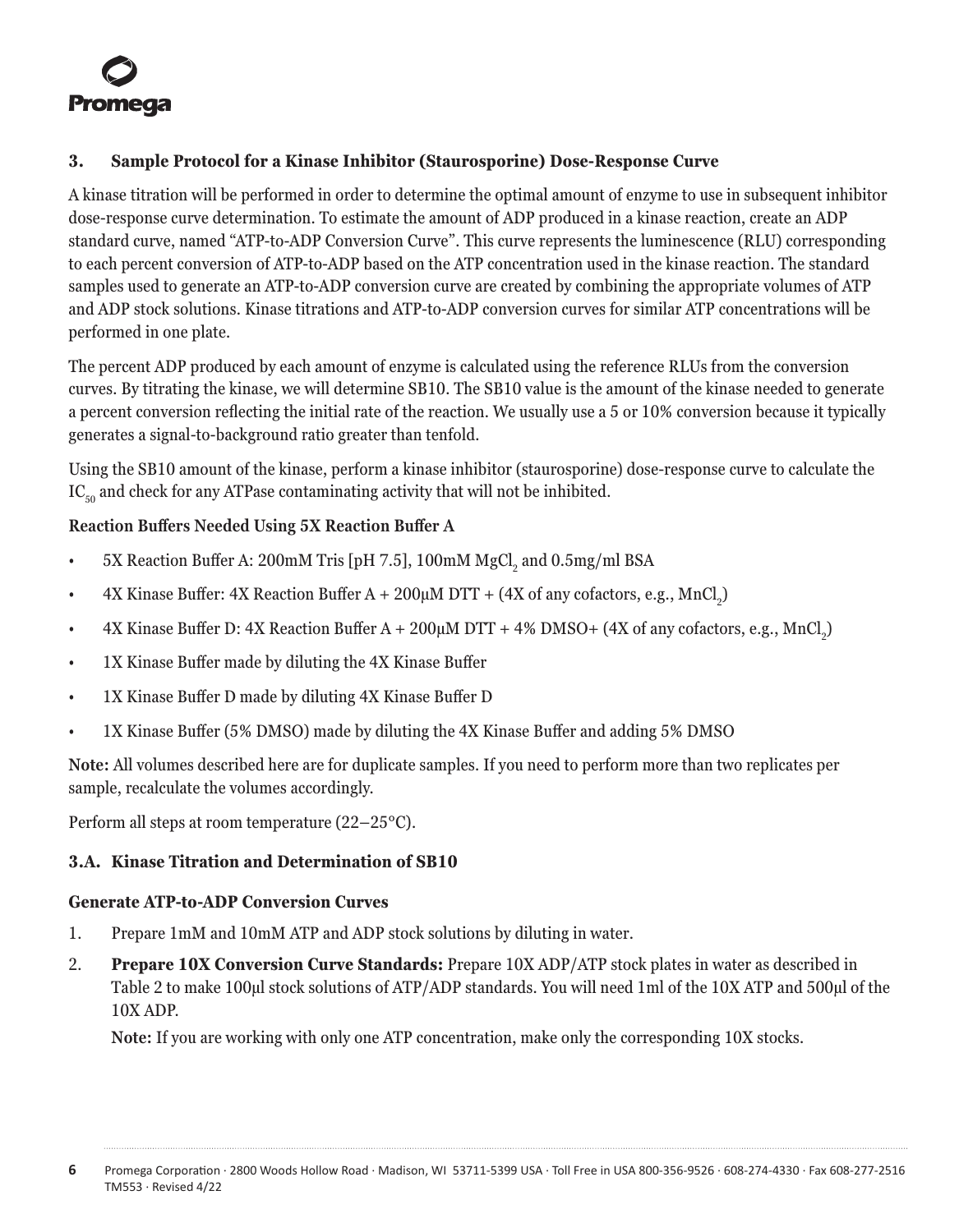## 3. Sample Protocol for a Kinase Inhibitor (Staurosporine) Dose-Response Curve

A kinase titration will be performed in order to determine the optimal amount of enzyme to use in subsequent inhibitor dose-response curve determination. To estimate the amount of ADP produced in a kinase reaction, create an ADP standard curve, named "ATP-to-ADP Conversion Curve". This curve represents the luminescence (RLU) corresponding to each percent conversion of ATP-to-ADP based on the ATP concentration used in the kinase reaction. The standard samples used to generate an ATP-to-ADP conversion curve are created by combining the appropriate volumes of ATP and ADP stock solutions. Kinase titrations and ATP-to-ADP conversion curves for similar ATP concentrations will be performed in one plate.

The percent ADP produced by each amount of enzyme is calculated using the reference RLUs from the conversion curves. By titrating the kinase, we will determine SB10. The SB10 value is the amount of the kinase needed to generate a percent conversion reflecting the initial rate of the reaction. We usually use a 5 or 10% conversion because it typically generates a signal-to-background ratio greater than tenfold.

Using the SB10 amount of the kinase, perform a kinase inhibitor (staurosporine) dose-response curve to calculate the $IC_{50}$ and check for any ATPase contaminating activity that will not be inhibited.

**Reaction Buffers Needed Using 5X Reaction Buffer A**

- 5X Reaction Buffer A: 200mM Tris [pH 7.5], 100mM $MgCl_2$ and 0.5mg/ml BSA
- 4X Kinase Buffer: 4X Reaction Buffer A + 200µM DTT + (4X of any cofactors, e.g., $MnCl_2$)
- 4X Kinase Buffer D: 4X Reaction Buffer A + 200µM DTT + 4% DMSO+ (4X of any cofactors, e.g., $MnCl_2$)
- 1X Kinase Buffer made by diluting the 4X Kinase Buffer
- 1X Kinase Buffer D made by diluting 4X Kinase Buffer D
- 1X Kinase Buffer (5% DMSO) made by diluting the 4X Kinase Buffer and adding 5% DMSO

**Note:** All volumes described here are for duplicate samples. If you need to perform more than two replicates per sample, recalculate the volumes accordingly.

Perform all steps at room temperature (22–25°C).

### 3.A. Kinase Titration and Determination of SB10

**Generate ATP-to-ADP Conversion Curves**

1. Prepare 1mM and 10mM ATP and ADP stock solutions by diluting in water.
2. **Prepare 10X Conversion Curve Standards:** Prepare 10X ADP/ATP stock plates in water as described in Table 2 to make 100µl stock solutions of ATP/ADP standards. You will need 1ml of the 10X ATP and 500µl of the 10X ADP.

   **Note:** If you are working with only one ATP concentration, make only the corresponding 10X stocks.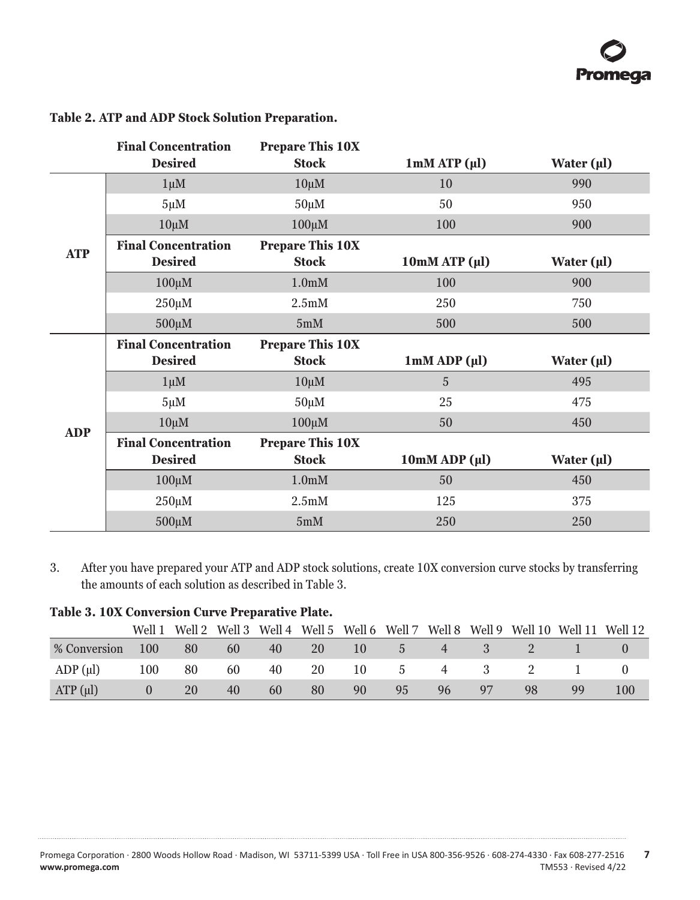**Table 2. ATP and ADP Stock Solution Preparation.**

| | Final Concentration Desired | Prepare This 10X Stock | 1mM ATP (µl) | Water (µl) |
|---|---|---|---|---|
| ATP | 1µM | 10µM | 10 | 990 |
| | 5µM | 50µM | 50 | 950 |
| | 10µM | 100µM | 100 | 900 |
| | **Final Concentration Desired** | **Prepare This 10X Stock** | **10mM ATP (µl)** | **Water (µl)** |
| | 100µM | 1.0mM | 100 | 900 |
| | 250µM | 2.5mM | 250 | 750 |
| | 500µM | 5mM | 500 | 500 |
| ADP | **Final Concentration Desired** | **Prepare This 10X Stock** | **1mM ADP (µl)** | **Water (µl)** |
| | 1µM | 10µM | 5 | 495 |
| | 5µM | 50µM | 25 | 475 |
| | 10µM | 100µM | 50 | 450 |
| | **Final Concentration Desired** | **Prepare This 10X Stock** | **10mM ADP (µl)** | **Water (µl)** |
| | 100µM | 1.0mM | 50 | 450 |
| | 250µM | 2.5mM | 125 | 375 |
| | 500µM | 5mM | 250 | 250 |

3. After you have prepared your ATP and ADP stock solutions, create 10X conversion curve stocks by transferring the amounts of each solution as described in Table 3.

**Table 3. 10X Conversion Curve Preparative Plate.**

| | Well 1 | Well 2 | Well 3 | Well 4 | Well 5 | Well 6 | Well 7 | Well 8 | Well 9 | Well 10 | Well 11 | Well 12 |
|---|---|---|---|---|---|---|---|---|---|---|---|---|
| % Conversion | 100 | 80 | 60 | 40 | 20 | 10 | 5 | 4 | 3 | 2 | 1 | 0 |
| ADP (µl) | 100 | 80 | 60 | 40 | 20 | 10 | 5 | 4 | 3 | 2 | 1 | 0 |
| ATP (µl) | 0 | 20 | 40 | 60 | 80 | 90 | 95 | 96 | 97 | 98 | 99 | 100 |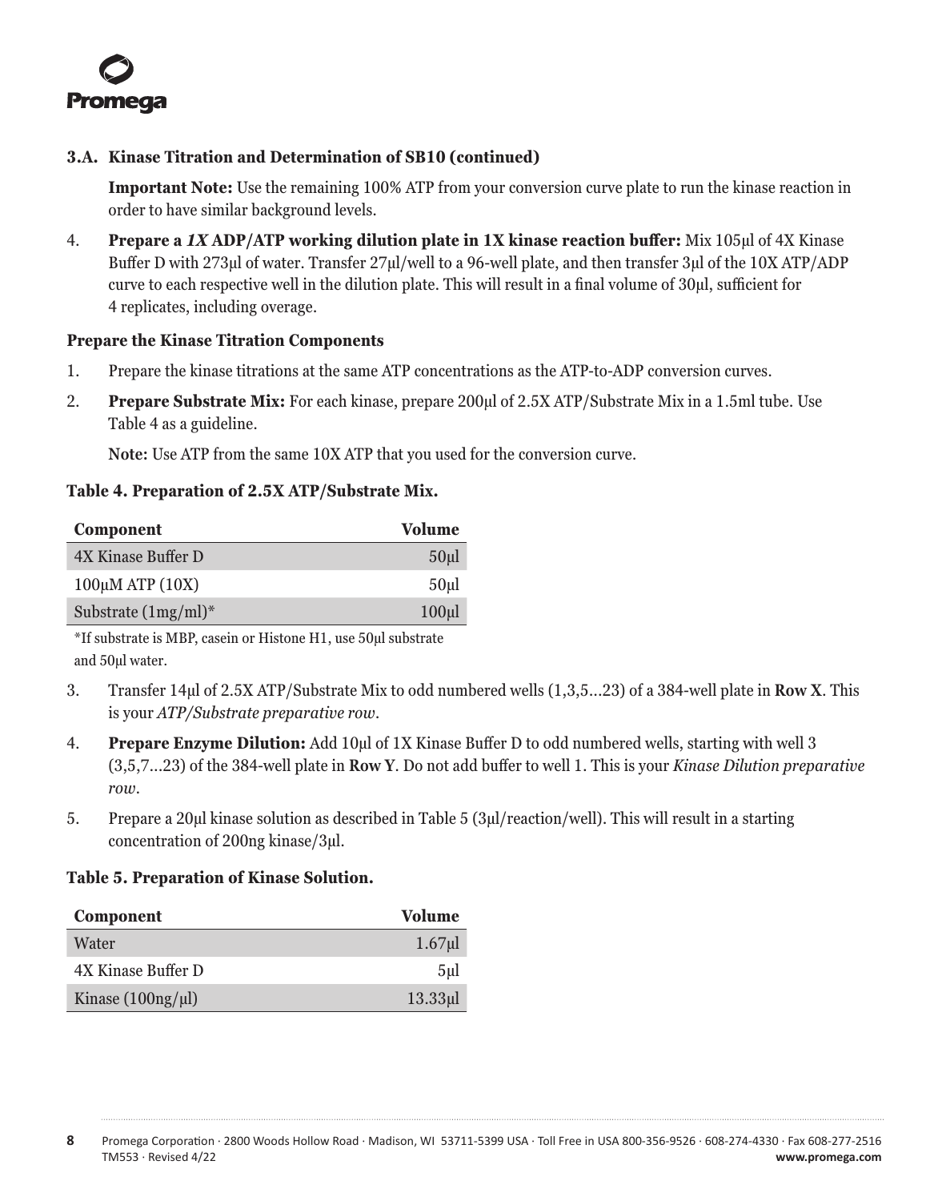### 3.A. Kinase Titration and Determination of SB10 (continued)

**Important Note:** Use the remaining 100% ATP from your conversion curve plate to run the kinase reaction in order to have similar background levels.

4. **Prepare a *1X* ADP/ATP working dilution plate in 1X kinase reaction buffer:** Mix 105µl of 4X Kinase Buffer D with 273µl of water. Transfer 27µl/well to a 96-well plate, and then transfer 3µl of the 10X ATP/ADP curve to each respective well in the dilution plate. This will result in a final volume of 30µl, sufficient for 4 replicates, including overage.

**Prepare the Kinase Titration Components**

1. Prepare the kinase titrations at the same ATP concentrations as the ATP-to-ADP conversion curves.
2. **Prepare Substrate Mix:** For each kinase, prepare 200µl of 2.5X ATP/Substrate Mix in a 1.5ml tube. Use Table 4 as a guideline.

   **Note:** Use ATP from the same 10X ATP that you used for the conversion curve.

**Table 4. Preparation of 2.5X ATP/Substrate Mix.**

| Component | Volume |
|---|---:|
| 4X Kinase Buffer D | 50µl |
| 100µM ATP (10X) | 50µl |
| Substrate (1mg/ml)* | 100µl |

*If substrate is MBP, casein or Histone H1, use 50µl substrate and 50µl water.

3. Transfer 14µl of 2.5X ATP/Substrate Mix to odd numbered wells (1,3,5…23) of a 384-well plate in **Row X**. This is your *ATP/Substrate preparative row*.
4. **Prepare Enzyme Dilution:** Add 10µl of 1X Kinase Buffer D to odd numbered wells, starting with well 3 (3,5,7…23) of the 384-well plate in **Row Y**. Do not add buffer to well 1. This is your *Kinase Dilution preparative row*.
5. Prepare a 20µl kinase solution as described in Table 5 (3µl/reaction/well). This will result in a starting concentration of 200ng kinase/3µl.

**Table 5. Preparation of Kinase Solution.**

| Component | Volume |
|---|---:|
| Water | 1.67µl |
| 4X Kinase Buffer D | 5µl |
| Kinase (100ng/µl) | 13.33µl |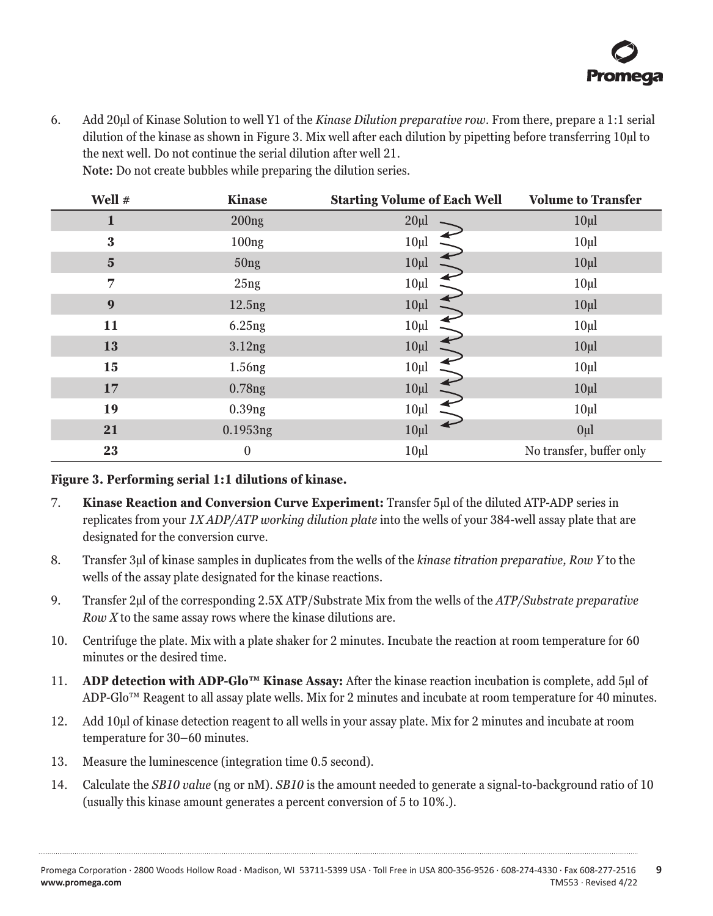6. Add 20µl of Kinase Solution to well Y1 of the *Kinase Dilution preparative row*. From there, prepare a 1:1 serial dilution of the kinase as shown in Figure 3. Mix well after each dilution by pipetting before transferring 10µl to the next well. Do not continue the serial dilution after well 21.
   **Note:** Do not create bubbles while preparing the dilution series.

| Well # | Kinase | Starting Volume of Each Well | Volume to Transfer |
|---|---|---|---|
| **1** | 200ng | 20µl | 10µl |
| **3** | 100ng | 10µl | 10µl |
| **5** | 50ng | 10µl | 10µl |
| **7** | 25ng | 10µl | 10µl |
| **9** | 12.5ng | 10µl | 10µl |
| **11** | 6.25ng | 10µl | 10µl |
| **13** | 3.12ng | 10µl | 10µl |
| **15** | 1.56ng | 10µl | 10µl |
| **17** | 0.78ng | 10µl | 10µl |
| **19** | 0.39ng | 10µl | 10µl |
| **21** | 0.1953ng | 10µl | 0µl |
| **23** | 0 | 10µl | No transfer, buffer only |

**Figure 3. Performing serial 1:1 dilutions of kinase.**

7. **Kinase Reaction and Conversion Curve Experiment:** Transfer 5µl of the diluted ATP-ADP series in replicates from your *1X ADP/ATP working dilution plate* into the wells of your 384-well assay plate that are designated for the conversion curve.
8. Transfer 3µl of kinase samples in duplicates from the wells of the *kinase titration preparative, Row Y* to the wells of the assay plate designated for the kinase reactions.
9. Transfer 2µl of the corresponding 2.5X ATP/Substrate Mix from the wells of the *ATP/Substrate preparative Row X* to the same assay rows where the kinase dilutions are.
10. Centrifuge the plate. Mix with a plate shaker for 2 minutes. Incubate the reaction at room temperature for 60 minutes or the desired time.
11. **ADP detection with ADP-Glo™ Kinase Assay:** After the kinase reaction incubation is complete, add 5µl of ADP-Glo™ Reagent to all assay plate wells. Mix for 2 minutes and incubate at room temperature for 40 minutes.
12. Add 10µl of kinase detection reagent to all wells in your assay plate. Mix for 2 minutes and incubate at room temperature for 30–60 minutes.
13. Measure the luminescence (integration time 0.5 second).
14. Calculate the *SB10 value* (ng or nM). *SB10* is the amount needed to generate a signal-to-background ratio of 10 (usually this kinase amount generates a percent conversion of 5 to 10%.).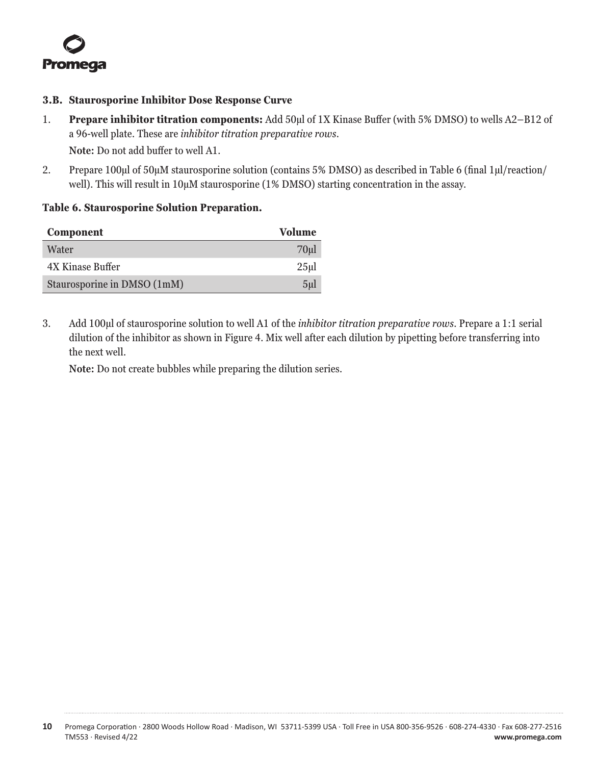### 3.B. Staurosporine Inhibitor Dose Response Curve

1. **Prepare inhibitor titration components:** Add 50µl of 1X Kinase Buffer (with 5% DMSO) to wells A2–B12 of a 96-well plate. These are *inhibitor titration preparative rows*.

   **Note:** Do not add buffer to well A1.

2. Prepare 100µl of 50µM staurosporine solution (contains 5% DMSO) as described in Table 6 (final 1µl/reaction/well). This will result in 10µM staurosporine (1% DMSO) starting concentration in the assay.

**Table 6. Staurosporine Solution Preparation.**

| Component | Volume |
|---|---:|
| Water | 70µl |
| 4X Kinase Buffer | 25µl |
| Staurosporine in DMSO (1mM) | 5µl |

3. Add 100µl of staurosporine solution to well A1 of the *inhibitor titration preparative rows*. Prepare a 1:1 serial dilution of the inhibitor as shown in Figure 4. Mix well after each dilution by pipetting before transferring into the next well.

   **Note:** Do not create bubbles while preparing the dilution series.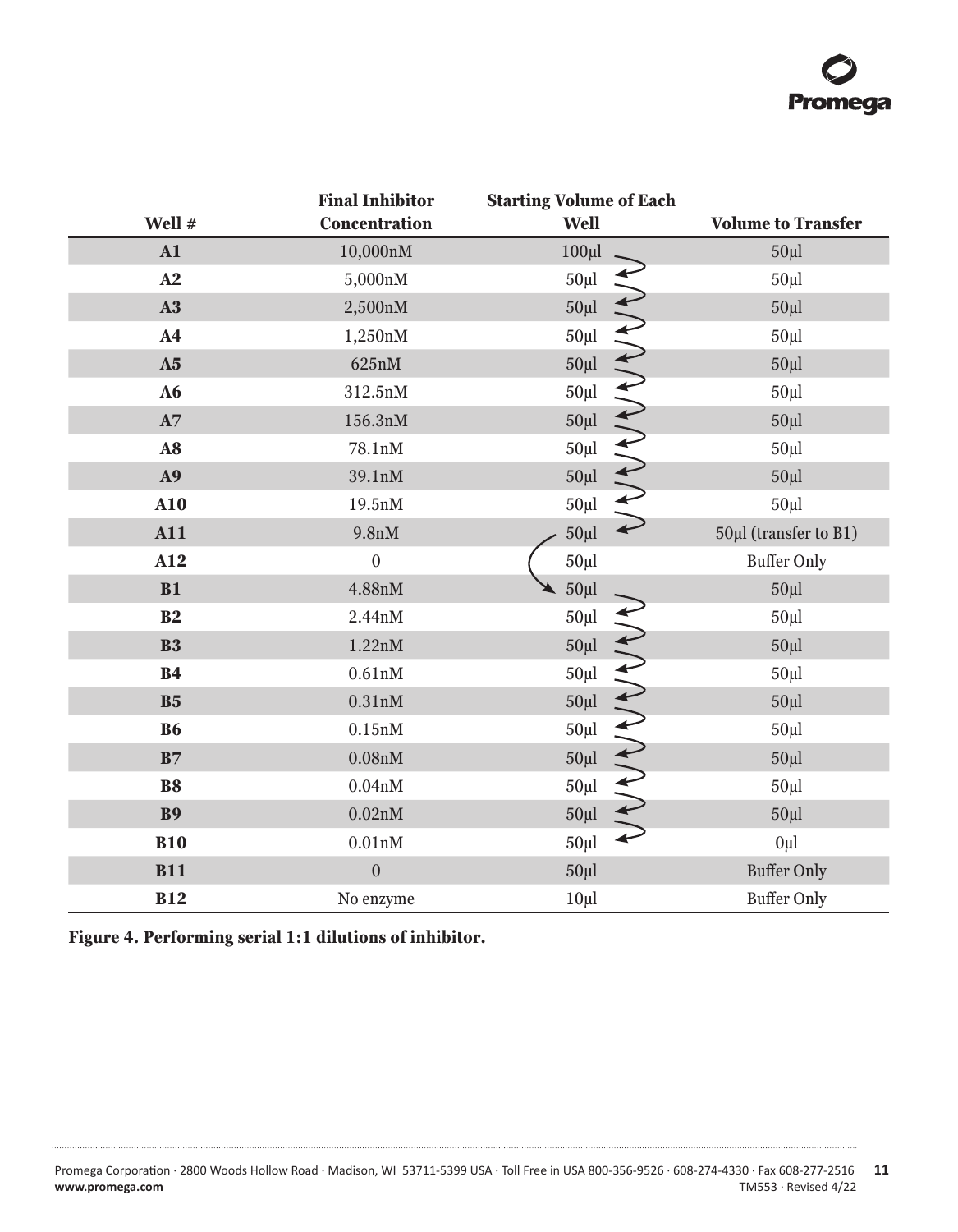| Well # | Final Inhibitor Concentration | Starting Volume of Each Well | Volume to Transfer |
|---|---|---|---|
| **A1** | 10,000nM | 100µl | 50µl |
| **A2** | 5,000nM | 50µl | 50µl |
| **A3** | 2,500nM | 50µl | 50µl |
| **A4** | 1,250nM | 50µl | 50µl |
| **A5** | 625nM | 50µl | 50µl |
| **A6** | 312.5nM | 50µl | 50µl |
| **A7** | 156.3nM | 50µl | 50µl |
| **A8** | 78.1nM | 50µl | 50µl |
| **A9** | 39.1nM | 50µl | 50µl |
| **A10** | 19.5nM | 50µl | 50µl |
| **A11** | 9.8nM | 50µl | 50µl (transfer to B1) |
| **A12** | 0 | 50µl | Buffer Only |
| **B1** | 4.88nM | 50µl | 50µl |
| **B2** | 2.44nM | 50µl | 50µl |
| **B3** | 1.22nM | 50µl | 50µl |
| **B4** | 0.61nM | 50µl | 50µl |
| **B5** | 0.31nM | 50µl | 50µl |
| **B6** | 0.15nM | 50µl | 50µl |
| **B7** | 0.08nM | 50µl | 50µl |
| **B8** | 0.04nM | 50µl | 50µl |
| **B9** | 0.02nM | 50µl | 50µl |
| **B10** | 0.01nM | 50µl | 0µl |
| **B11** | 0 | 50µl | Buffer Only |
| **B12** | No enzyme | 10µl | Buffer Only |

**Figure 4. Performing serial 1:1 dilutions of inhibitor.**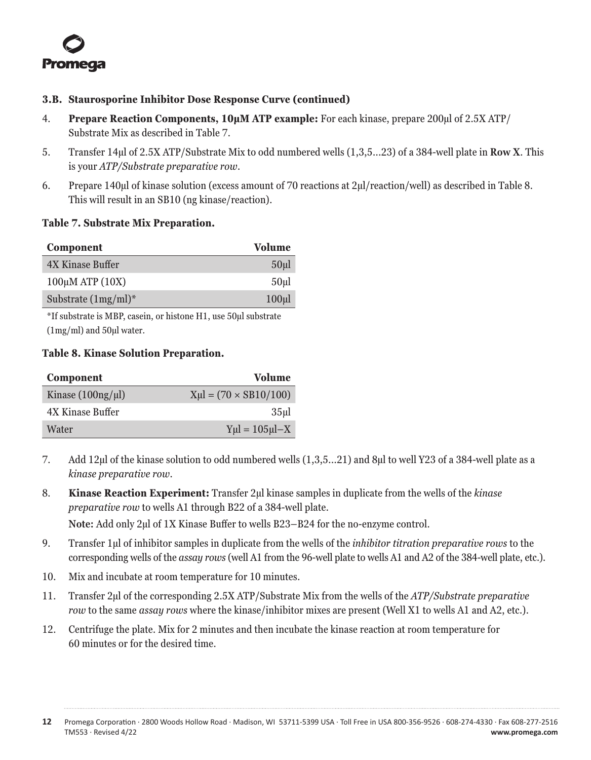### 3.B. Staurosporine Inhibitor Dose Response Curve (continued)

4. **Prepare Reaction Components, 10µM ATP example:** For each kinase, prepare 200µl of 2.5X ATP/Substrate Mix as described in Table 7.
5. Transfer 14µl of 2.5X ATP/Substrate Mix to odd numbered wells (1,3,5…23) of a 384-well plate in **Row X**. This is your *ATP/Substrate preparative row*.
6. Prepare 140µl of kinase solution (excess amount of 70 reactions at 2µl/reaction/well) as described in Table 8. This will result in an SB10 (ng kinase/reaction).

**Table 7. Substrate Mix Preparation.**

| Component | Volume |
|---|---:|
| 4X Kinase Buffer | 50µl |
| 100µM ATP (10X) | 50µl |
| Substrate (1mg/ml)* | 100µl |

*If substrate is MBP, casein, or histone H1, use 50µl substrate (1mg/ml) and 50µl water.

**Table 8. Kinase Solution Preparation.**

| Component | Volume |
|---|---:|
| Kinase (100ng/µl) | Xµl = (70 × SB10/100) |
| 4X Kinase Buffer | 35µl |
| Water | Yµl = 105µl–X |

7. Add 12µl of the kinase solution to odd numbered wells (1,3,5…21) and 8µl to well Y23 of a 384-well plate as a *kinase preparative row*.
8. **Kinase Reaction Experiment:** Transfer 2µl kinase samples in duplicate from the wells of the *kinase preparative row* to wells A1 through B22 of a 384-well plate.

   **Note:** Add only 2µl of 1X Kinase Buffer to wells B23–B24 for the no-enzyme control.
9. Transfer 1µl of inhibitor samples in duplicate from the wells of the *inhibitor titration preparative rows* to the corresponding wells of the *assay rows* (well A1 from the 96-well plate to wells A1 and A2 of the 384-well plate, etc.).
10. Mix and incubate at room temperature for 10 minutes.
11. Transfer 2µl of the corresponding 2.5X ATP/Substrate Mix from the wells of the *ATP/Substrate preparative row* to the same *assay rows* where the kinase/inhibitor mixes are present (Well X1 to wells A1 and A2, etc.).
12. Centrifuge the plate. Mix for 2 minutes and then incubate the kinase reaction at room temperature for 60 minutes or for the desired time.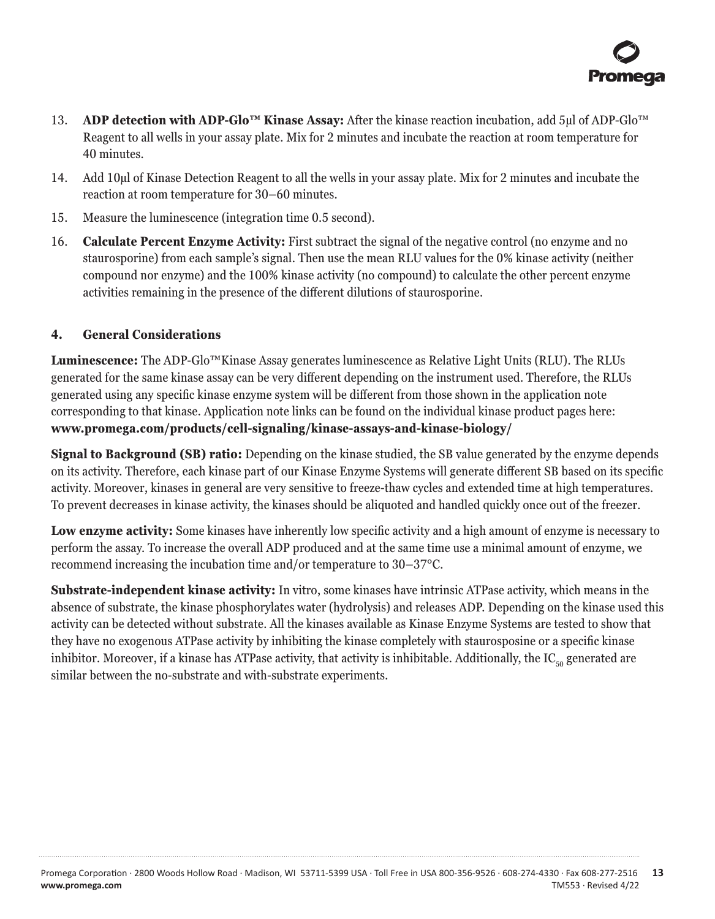13. **ADP detection with ADP-Glo™ Kinase Assay:** After the kinase reaction incubation, add 5µl of ADP-Glo™ Reagent to all wells in your assay plate. Mix for 2 minutes and incubate the reaction at room temperature for 40 minutes.

14. Add 10µl of Kinase Detection Reagent to all the wells in your assay plate. Mix for 2 minutes and incubate the reaction at room temperature for 30–60 minutes.

15. Measure the luminescence (integration time 0.5 second).

16. **Calculate Percent Enzyme Activity:** First subtract the signal of the negative control (no enzyme and no staurosporine) from each sample's signal. Then use the mean RLU values for the 0% kinase activity (neither compound nor enzyme) and the 100% kinase activity (no compound) to calculate the other percent enzyme activities remaining in the presence of the different dilutions of staurosporine.

## 4. General Considerations

**Luminescence:** The ADP-Glo™Kinase Assay generates luminescence as Relative Light Units (RLU). The RLUs generated for the same kinase assay can be very different depending on the instrument used. Therefore, the RLUs generated using any specific kinase enzyme system will be different from those shown in the application note corresponding to that kinase. Application note links can be found on the individual kinase product pages here: **www.promega.com/products/cell-signaling/kinase-assays-and-kinase-biology/**

**Signal to Background (SB) ratio:** Depending on the kinase studied, the SB value generated by the enzyme depends on its activity. Therefore, each kinase part of our Kinase Enzyme Systems will generate different SB based on its specific activity. Moreover, kinases in general are very sensitive to freeze-thaw cycles and extended time at high temperatures. To prevent decreases in kinase activity, the kinases should be aliquoted and handled quickly once out of the freezer.

**Low enzyme activity:** Some kinases have inherently low specific activity and a high amount of enzyme is necessary to perform the assay. To increase the overall ADP produced and at the same time use a minimal amount of enzyme, we recommend increasing the incubation time and/or temperature to 30–37°C.

**Substrate-independent kinase activity:** In vitro, some kinases have intrinsic ATPase activity, which means in the absence of substrate, the kinase phosphorylates water (hydrolysis) and releases ADP. Depending on the kinase used this activity can be detected without substrate. All the kinases available as Kinase Enzyme Systems are tested to show that they have no exogenous ATPase activity by inhibiting the kinase completely with staurosposine or a specific kinase inhibitor. Moreover, if a kinase has ATPase activity, that activity is inhibitable. Additionally, the $IC_{50}$ generated are similar between the no-substrate and with-substrate experiments.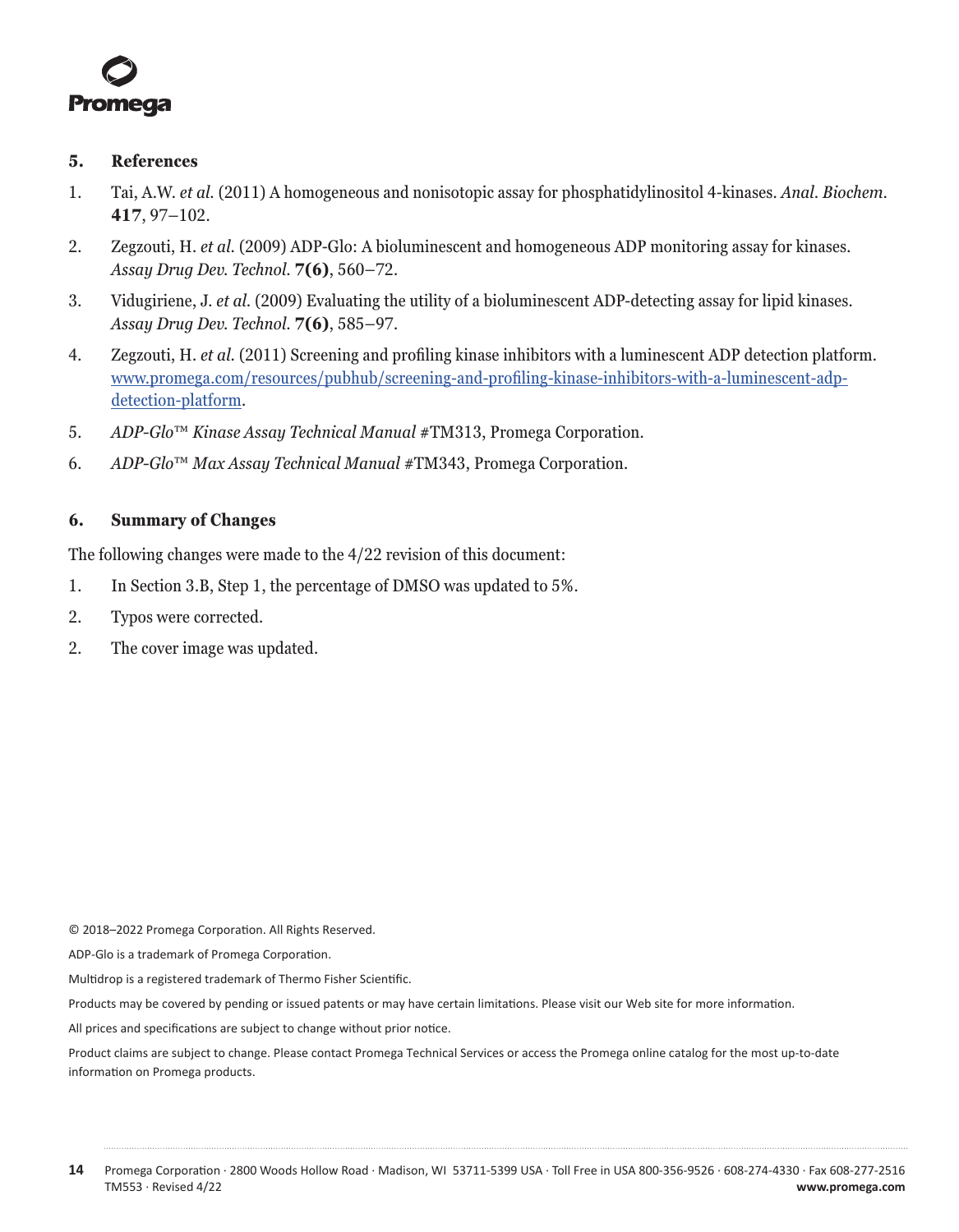## 5. References

1. Tai, A.W. *et al.* (2011) A homogeneous and nonisotopic assay for phosphatidylinositol 4-kinases. *Anal. Biochem.* **417**, 97–102.
2. Zegzouti, H. *et al.* (2009) ADP-Glo: A bioluminescent and homogeneous ADP monitoring assay for kinases. *Assay Drug Dev. Technol.* **7(6)**, 560–72.
3. Vidugiriene, J. *et al.* (2009) Evaluating the utility of a bioluminescent ADP-detecting assay for lipid kinases. *Assay Drug Dev. Technol.* **7(6)**, 585–97.
4. Zegzouti, H. *et al.* (2011) Screening and profiling kinase inhibitors with a luminescent ADP detection platform. www.promega.com/resources/pubhub/screening-and-profiling-kinase-inhibitors-with-a-luminescent-adp-detection-platform.
5. *ADP-Glo™ Kinase Assay Technical Manual* #TM313, Promega Corporation.
6. *ADP-Glo™ Max Assay Technical Manual* #TM343, Promega Corporation.

## 6. Summary of Changes

The following changes were made to the 4/22 revision of this document:

1. In Section 3.B, Step 1, the percentage of DMSO was updated to 5%.
2. Typos were corrected.
2. The cover image was updated.

© 2018–2022 Promega Corporation. All Rights Reserved.

ADP-Glo is a trademark of Promega Corporation.

Multidrop is a registered trademark of Thermo Fisher Scientific.

Products may be covered by pending or issued patents or may have certain limitations. Please visit our Web site for more information.

All prices and specifications are subject to change without prior notice.

Product claims are subject to change. Please contact Promega Technical Services or access the Promega online catalog for the most up-to-date information on Promega products.